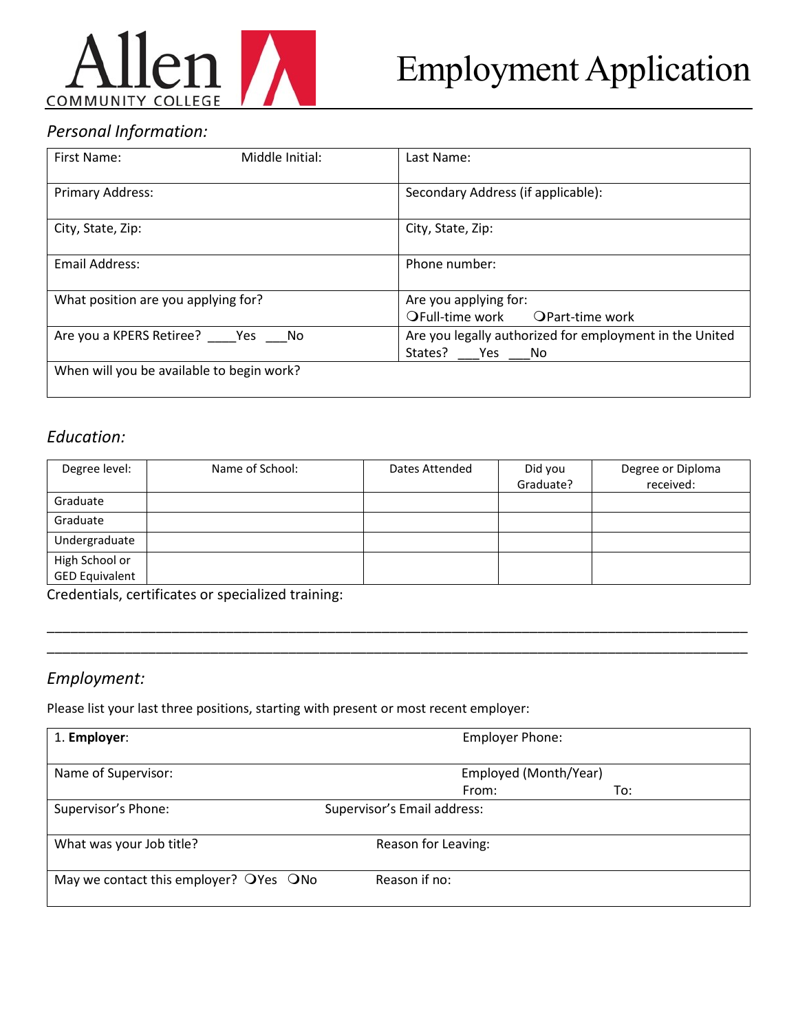Allen COMMUNITY COLLEGE

# Employment Application

## *Personal Information:*

| First Name: Middle Initial: | Last Name: |
|---|---|
| Primary Address: | Secondary Address (if applicable): |
| City, State, Zip: | City, State, Zip: |
| Email Address: | Phone number: |
| What position are you applying for? | Are you applying for: ❍Full-time work ❍Part-time work |
| Are you a KPERS Retiree? ____Yes ___No | Are you legally authorized for employment in the United States? ___Yes ___No |
| When will you be available to begin work? | |

## *Education:*

| Degree level: | Name of School: | Dates Attended | Did you Graduate? | Degree or Diploma received: |
|---|---|---|---|---|
| Graduate | | | | |
| Graduate | | | | |
| Undergraduate | | | | |
| High School or GED Equivalent | | | | |

Credentials, certificates or specialized training:

___________________________________________________________________________________

___________________________________________________________________________________

## *Employment:*

Please list your last three positions, starting with present or most recent employer:

| 1. **Employer**: | Employer Phone: |
|---|---|
| Name of Supervisor: | Employed (Month/Year) From: To: |
| Supervisor's Phone: | Supervisor's Email address: |
| What was your Job title? | Reason for Leaving: |
| May we contact this employer? ❍Yes ❍No | Reason if no: |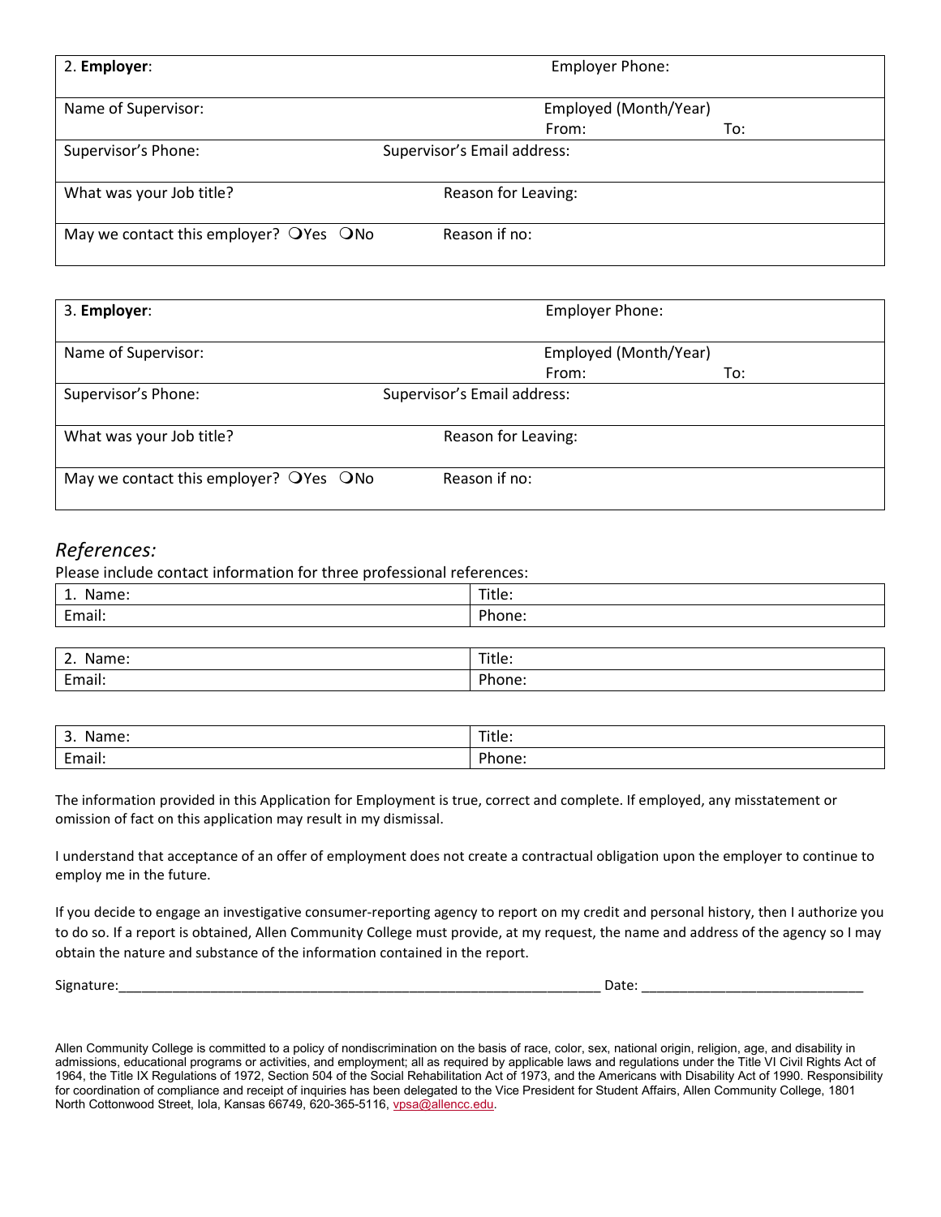| | |
|---|---|
| 2. **Employer**: | Employer Phone: |
| Name of Supervisor: | Employed (Month/Year) From: To: |
| Supervisor's Phone: | Supervisor's Email address: |
| What was your Job title? | Reason for Leaving: |
| May we contact this employer? ❍Yes ❍No | Reason if no: |

| | |
|---|---|
| 3. **Employer**: | Employer Phone: |
| Name of Supervisor: | Employed (Month/Year) From: To: |
| Supervisor's Phone: | Supervisor's Email address: |
| What was your Job title? | Reason for Leaving: |
| May we contact this employer? ❍Yes ❍No | Reason if no: |

## *References:*

Please include contact information for three professional references:

| | |
|---|---|
| 1. Name: | Title: |
| Email: | Phone: |

| | |
|---|---|
| 2. Name: | Title: |
| Email: | Phone: |

| | |
|---|---|
| 3. Name: | Title: |
| Email: | Phone: |

The information provided in this Application for Employment is true, correct and complete. If employed, any misstatement or omission of fact on this application may result in my dismissal.

I understand that acceptance of an offer of employment does not create a contractual obligation upon the employer to continue to employ me in the future.

If you decide to engage an investigative consumer-reporting agency to report on my credit and personal history, then I authorize you to do so. If a report is obtained, Allen Community College must provide, at my request, the name and address of the agency so I may obtain the nature and substance of the information contained in the report.

Signature:_________________________________________________________________ Date: ______________________________

Allen Community College is committed to a policy of nondiscrimination on the basis of race, color, sex, national origin, religion, age, and disability in admissions, educational programs or activities, and employment; all as required by applicable laws and regulations under the Title VI Civil Rights Act of 1964, the Title IX Regulations of 1972, Section 504 of the Social Rehabilitation Act of 1973, and the Americans with Disability Act of 1990. Responsibility for coordination of compliance and receipt of inquiries has been delegated to the Vice President for Student Affairs, Allen Community College, 1801 North Cottonwood Street, Iola, Kansas 66749, 620-365-5116, vpsa@allencc.edu.